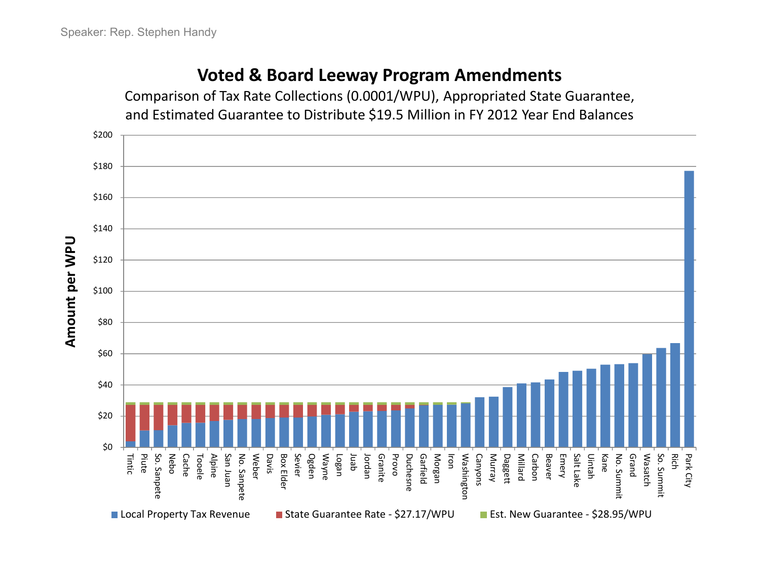Speaker: Rep. Stephen Handy

# Voted & Board Leeway Program Amendments

Comparison of Tax Rate Collections (0.0001/WPU), Appropriated State Guarantee, and Estimated Guarantee to Distribute $19.5 Million in FY 2012 Year End Balances

Amount per WPU

$200, $180, $160, $140, $120, $100, $80, $60, $40, $20, $0

Tintic, Piute, So. Sanpete, Nebo, Cache, Tooele, Alpine, San Juan, No. Sanpete, Weber, Davis, Box Elder, Sevier, Ogden, Wayne, Logan, Juab, Jordan, Granite, Provo, Duchesne, Garfield, Morgan, Iron, Washington, Canyons, Murray, Daggett, Millard, Carbon, Beaver, Emery, Salt Lake, Uintah, Kane, No. Summit, Grand, Wasatch, So. Summit, Rich, Park City

Local Property Tax Revenue | State Guarantee Rate - $27.17/WPU | Est. New Guarantee - $28.95/WPU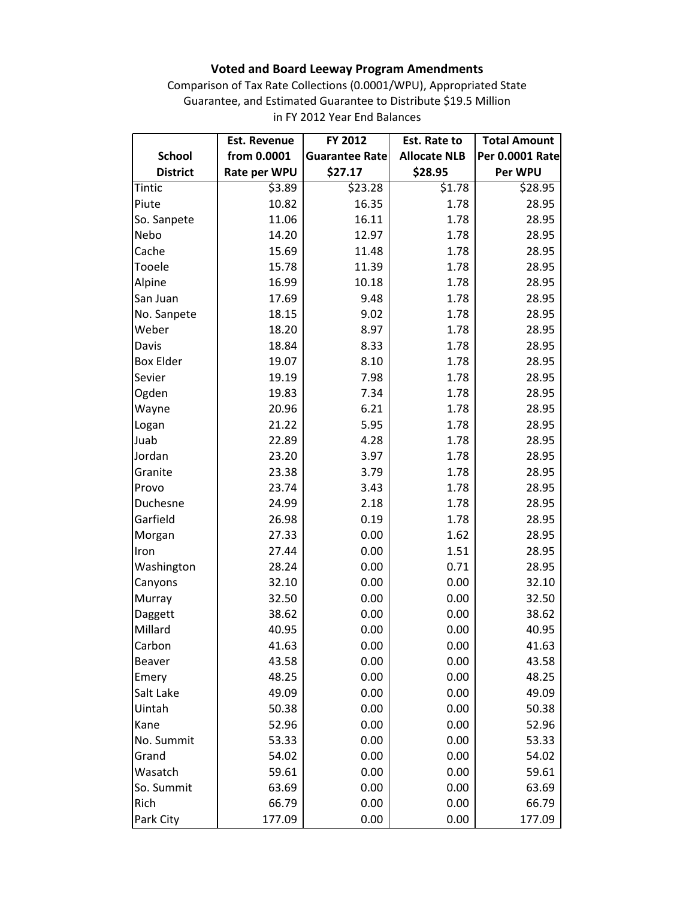**Voted and Board Leeway Program Amendments**

Comparison of Tax Rate Collections (0.0001/WPU), Appropriated State Guarantee, and Estimated Guarantee to Distribute $19.5 Million in FY 2012 Year End Balances

| School District | Est. Revenue from 0.0001 Rate per WPU | FY 2012 Guarantee Rate $27.17 | Est. Rate to Allocate NLB $28.95 | Total Amount Per 0.0001 Rate Per WPU |
|---|---|---|---|---|
| Tintic | $3.89 | $23.28 | $1.78 | $28.95 |
| Piute | 10.82 | 16.35 | 1.78 | 28.95 |
| So. Sanpete | 11.06 | 16.11 | 1.78 | 28.95 |
| Nebo | 14.20 | 12.97 | 1.78 | 28.95 |
| Cache | 15.69 | 11.48 | 1.78 | 28.95 |
| Tooele | 15.78 | 11.39 | 1.78 | 28.95 |
| Alpine | 16.99 | 10.18 | 1.78 | 28.95 |
| San Juan | 17.69 | 9.48 | 1.78 | 28.95 |
| No. Sanpete | 18.15 | 9.02 | 1.78 | 28.95 |
| Weber | 18.20 | 8.97 | 1.78 | 28.95 |
| Davis | 18.84 | 8.33 | 1.78 | 28.95 |
| Box Elder | 19.07 | 8.10 | 1.78 | 28.95 |
| Sevier | 19.19 | 7.98 | 1.78 | 28.95 |
| Ogden | 19.83 | 7.34 | 1.78 | 28.95 |
| Wayne | 20.96 | 6.21 | 1.78 | 28.95 |
| Logan | 21.22 | 5.95 | 1.78 | 28.95 |
| Juab | 22.89 | 4.28 | 1.78 | 28.95 |
| Jordan | 23.20 | 3.97 | 1.78 | 28.95 |
| Granite | 23.38 | 3.79 | 1.78 | 28.95 |
| Provo | 23.74 | 3.43 | 1.78 | 28.95 |
| Duchesne | 24.99 | 2.18 | 1.78 | 28.95 |
| Garfield | 26.98 | 0.19 | 1.78 | 28.95 |
| Morgan | 27.33 | 0.00 | 1.62 | 28.95 |
| Iron | 27.44 | 0.00 | 1.51 | 28.95 |
| Washington | 28.24 | 0.00 | 0.71 | 28.95 |
| Canyons | 32.10 | 0.00 | 0.00 | 32.10 |
| Murray | 32.50 | 0.00 | 0.00 | 32.50 |
| Daggett | 38.62 | 0.00 | 0.00 | 38.62 |
| Millard | 40.95 | 0.00 | 0.00 | 40.95 |
| Carbon | 41.63 | 0.00 | 0.00 | 41.63 |
| Beaver | 43.58 | 0.00 | 0.00 | 43.58 |
| Emery | 48.25 | 0.00 | 0.00 | 48.25 |
| Salt Lake | 49.09 | 0.00 | 0.00 | 49.09 |
| Uintah | 50.38 | 0.00 | 0.00 | 50.38 |
| Kane | 52.96 | 0.00 | 0.00 | 52.96 |
| No. Summit | 53.33 | 0.00 | 0.00 | 53.33 |
| Grand | 54.02 | 0.00 | 0.00 | 54.02 |
| Wasatch | 59.61 | 0.00 | 0.00 | 59.61 |
| So. Summit | 63.69 | 0.00 | 0.00 | 63.69 |
| Rich | 66.79 | 0.00 | 0.00 | 66.79 |
| Park City | 177.09 | 0.00 | 0.00 | 177.09 |